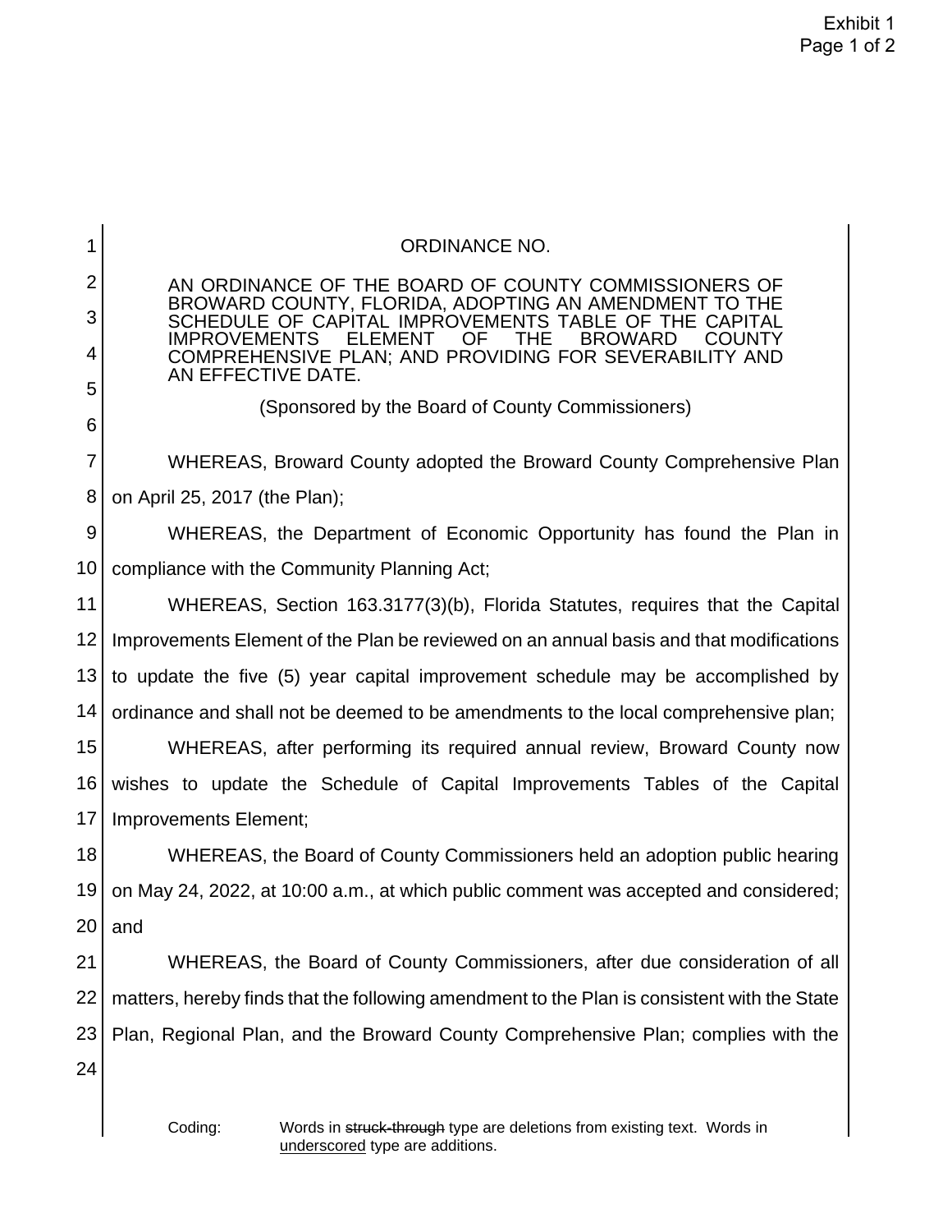# ORDINANCE NO.

AN ORDINANCE OF THE BOARD OF COUNTY COMMISSIONERS OF BROWARD COUNTY, FLORIDA, ADOPTING AN AMENDMENT TO THE SCHEDULE OF CAPITAL IMPROVEMENTS TABLE OF THE CAPITAL IMPROVEMENTS ELEMENT OF THE BROWARD COUNTY COMPREHENSIVE PLAN; AND PROVIDING FOR SEVERABILITY AND AN EFFECTIVE DATE.

(Sponsored by the Board of County Commissioners)

WHEREAS, Broward County adopted the Broward County Comprehensive Plan on April 25, 2017 (the Plan);

WHEREAS, the Department of Economic Opportunity has found the Plan in compliance with the Community Planning Act;

WHEREAS, Section 163.3177(3)(b), Florida Statutes, requires that the Capital Improvements Element of the Plan be reviewed on an annual basis and that modifications to update the five (5) year capital improvement schedule may be accomplished by ordinance and shall not be deemed to be amendments to the local comprehensive plan;

WHEREAS, after performing its required annual review, Broward County now wishes to update the Schedule of Capital Improvements Tables of the Capital Improvements Element;

WHEREAS, the Board of County Commissioners held an adoption public hearing on May 24, 2022, at 10:00 a.m., at which public comment was accepted and considered; and

WHEREAS, the Board of County Commissioners, after due consideration of all matters, hereby finds that the following amendment to the Plan is consistent with the State Plan, Regional Plan, and the Broward County Comprehensive Plan; complies with the

Coding: Words in ~~struck-through~~ type are deletions from existing text. Words in <u>underscored</u> type are additions.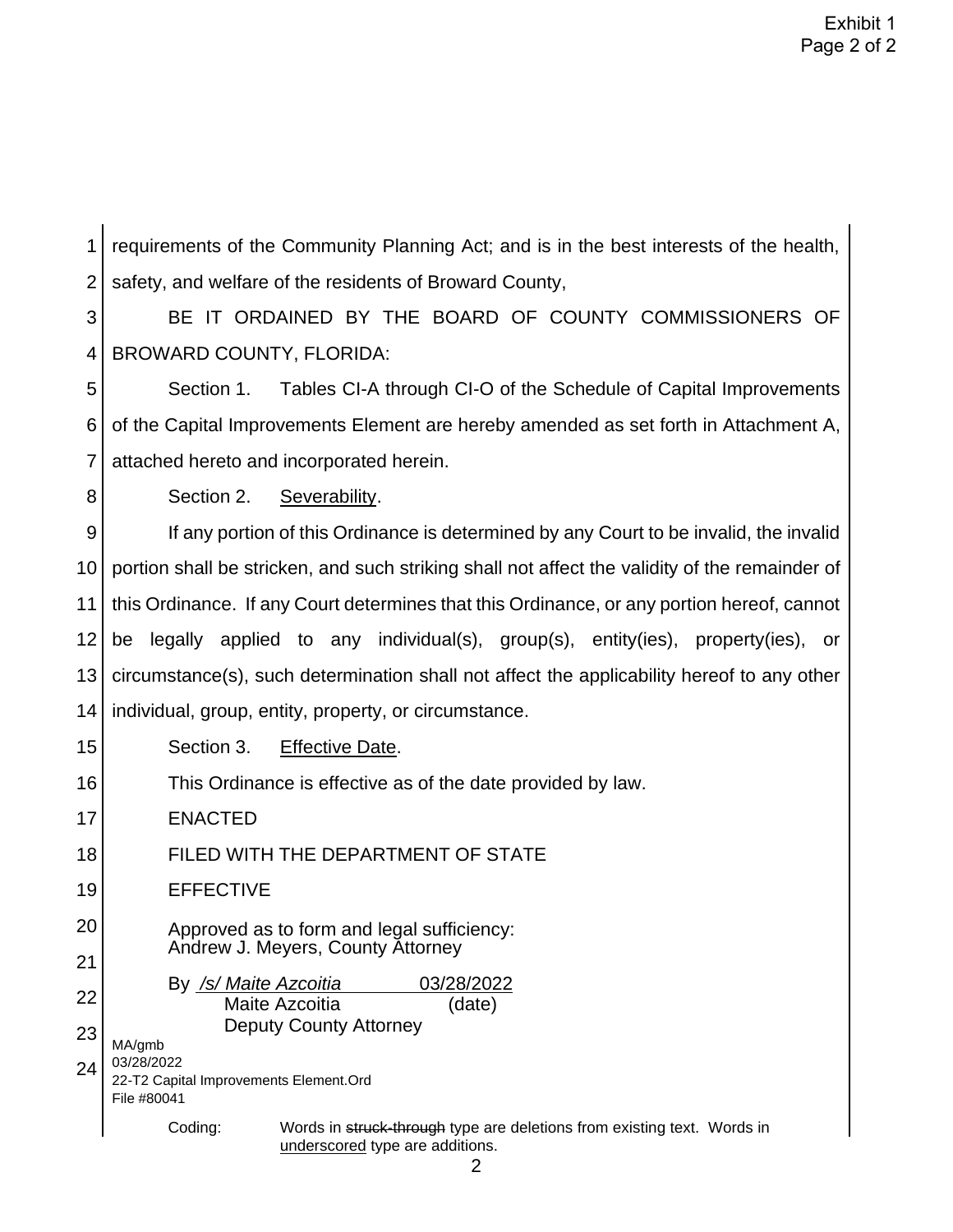requirements of the Community Planning Act; and is in the best interests of the health, safety, and welfare of the residents of Broward County,

BE IT ORDAINED BY THE BOARD OF COUNTY COMMISSIONERS OF BROWARD COUNTY, FLORIDA:

Section 1. Tables CI-A through CI-O of the Schedule of Capital Improvements of the Capital Improvements Element are hereby amended as set forth in Attachment A, attached hereto and incorporated herein.

Section 2. Severability.

If any portion of this Ordinance is determined by any Court to be invalid, the invalid portion shall be stricken, and such striking shall not affect the validity of the remainder of this Ordinance. If any Court determines that this Ordinance, or any portion hereof, cannot be legally applied to any individual(s), group(s), entity(ies), property(ies), or circumstance(s), such determination shall not affect the applicability hereof to any other individual, group, entity, property, or circumstance.

Section 3. Effective Date.

This Ordinance is effective as of the date provided by law.

ENACTED

FILED WITH THE DEPARTMENT OF STATE

EFFECTIVE

Approved as to form and legal sufficiency:
Andrew J. Meyers, County Attorney

By */s/ Maite Azcoitia* 03/28/2022
Maite Azcoitia (date)
Deputy County Attorney

MA/gmb
03/28/2022
22-T2 Capital Improvements Element.Ord
File #80041

Coding: Words in ~~struck-through~~ type are deletions from existing text. Words in underscored type are additions.